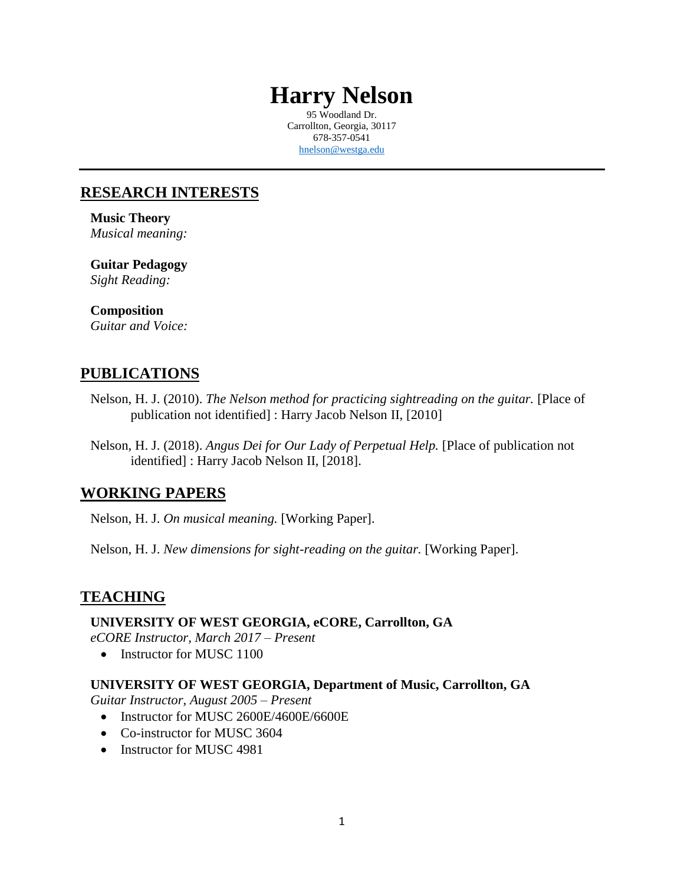# Harry Nelson

95 Woodland Dr.
Carrollton, Georgia, 30117
678-357-0541
hnelson@westga.edu

---

## RESEARCH INTERESTS

**Music Theory**
*Musical meaning:*

**Guitar Pedagogy**
*Sight Reading:*

**Composition**
*Guitar and Voice:*

## PUBLICATIONS

Nelson, H. J. (2010). *The Nelson method for practicing sightreading on the guitar.* [Place of publication not identified] : Harry Jacob Nelson II, [2010]

Nelson, H. J. (2018). *Angus Dei for Our Lady of Perpetual Help.* [Place of publication not identified] : Harry Jacob Nelson II, [2018].

## WORKING PAPERS

Nelson, H. J. *On musical meaning.* [Working Paper].

Nelson, H. J. *New dimensions for sight-reading on the guitar.* [Working Paper].

## TEACHING

**UNIVERSITY OF WEST GEORGIA, eCORE, Carrollton, GA**
*eCORE Instructor, March 2017 – Present*

- Instructor for MUSC 1100

**UNIVERSITY OF WEST GEORGIA, Department of Music, Carrollton, GA**
*Guitar Instructor, August 2005 – Present*

- Instructor for MUSC 2600E/4600E/6600E
- Co-instructor for MUSC 3604
- Instructor for MUSC 4981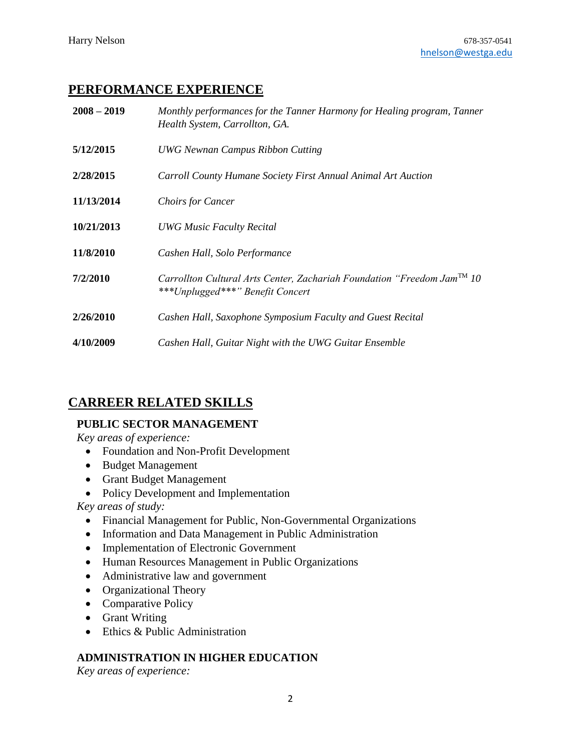## PERFORMANCE EXPERIENCE

| | |
|---|---|
| **2008 – 2019** | *Monthly performances for the Tanner Harmony for Healing program, Tanner Health System, Carrollton, GA.* |
| **5/12/2015** | *UWG Newnan Campus Ribbon Cutting* |
| **2/28/2015** | *Carroll County Humane Society First Annual Animal Art Auction* |
| **11/13/2014** | *Choirs for Cancer* |
| **10/21/2013** | *UWG Music Faculty Recital* |
| **11/8/2010** | *Cashen Hall, Solo Performance* |
| **7/2/2010** | *Carrollton Cultural Arts Center, Zachariah Foundation "Freedom Jam™ 10 ***Unplugged***" Benefit Concert* |
| **2/26/2010** | *Cashen Hall, Saxophone Symposium Faculty and Guest Recital* |
| **4/10/2009** | *Cashen Hall, Guitar Night with the UWG Guitar Ensemble* |

## CARREER RELATED SKILLS

### PUBLIC SECTOR MANAGEMENT

*Key areas of experience:*

- Foundation and Non-Profit Development
- Budget Management
- Grant Budget Management
- Policy Development and Implementation

*Key areas of study:*

- Financial Management for Public, Non-Governmental Organizations
- Information and Data Management in Public Administration
- Implementation of Electronic Government
- Human Resources Management in Public Organizations
- Administrative law and government
- Organizational Theory
- Comparative Policy
- Grant Writing
- Ethics & Public Administration

### ADMINISTRATION IN HIGHER EDUCATION

*Key areas of experience:*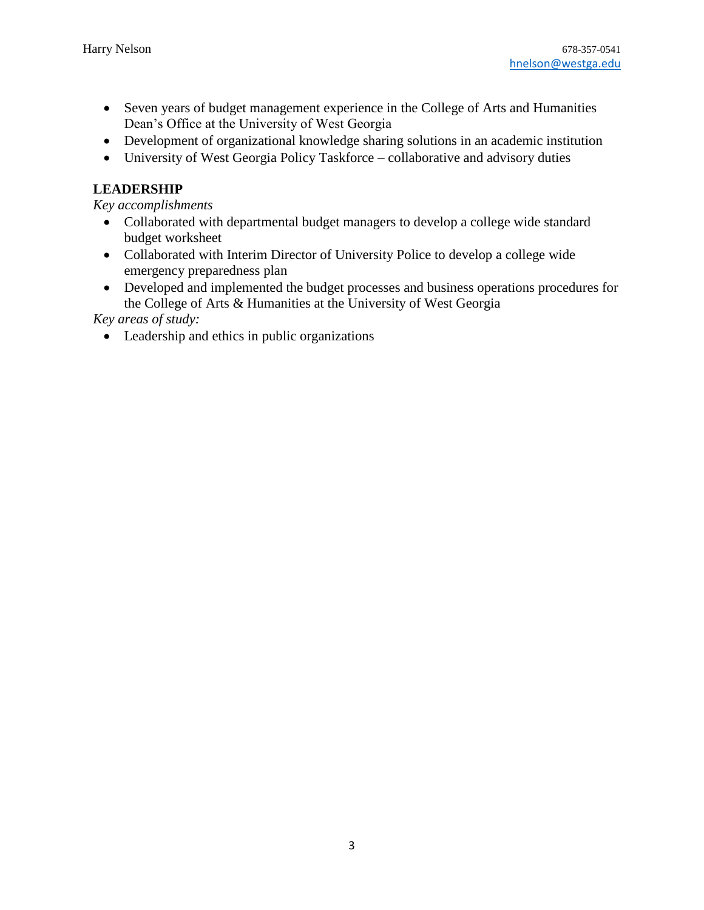- Seven years of budget management experience in the College of Arts and Humanities Dean's Office at the University of West Georgia
- Development of organizational knowledge sharing solutions in an academic institution
- University of West Georgia Policy Taskforce – collaborative and advisory duties

**LEADERSHIP**

*Key accomplishments*

- Collaborated with departmental budget managers to develop a college wide standard budget worksheet
- Collaborated with Interim Director of University Police to develop a college wide emergency preparedness plan
- Developed and implemented the budget processes and business operations procedures for the College of Arts & Humanities at the University of West Georgia

*Key areas of study:*

- Leadership and ethics in public organizations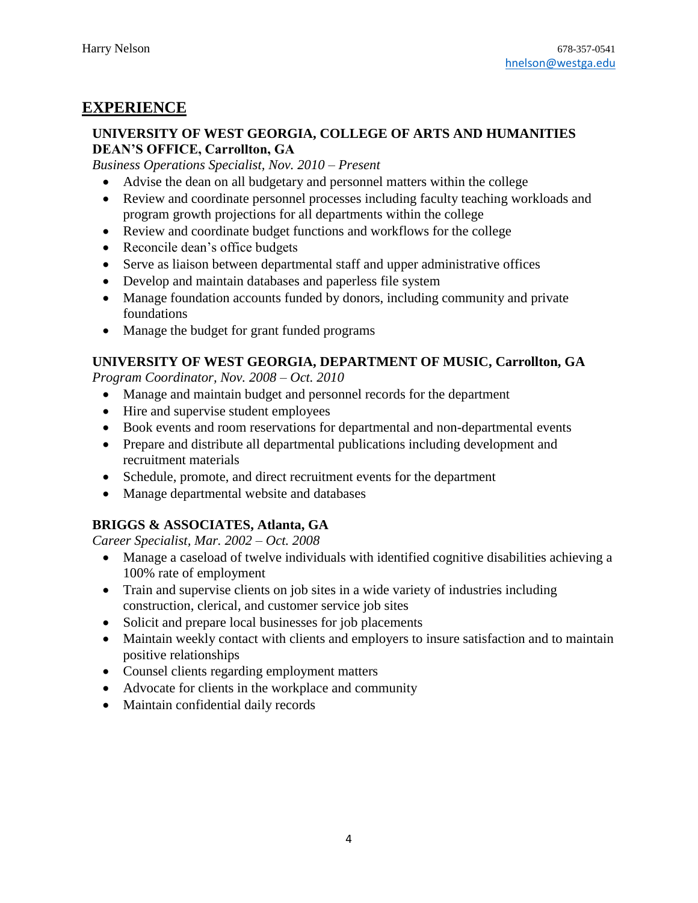## EXPERIENCE

**UNIVERSITY OF WEST GEORGIA, COLLEGE OF ARTS AND HUMANITIES DEAN'S OFFICE, Carrollton, GA**

*Business Operations Specialist, Nov. 2010 – Present*

- Advise the dean on all budgetary and personnel matters within the college
- Review and coordinate personnel processes including faculty teaching workloads and program growth projections for all departments within the college
- Review and coordinate budget functions and workflows for the college
- Reconcile dean's office budgets
- Serve as liaison between departmental staff and upper administrative offices
- Develop and maintain databases and paperless file system
- Manage foundation accounts funded by donors, including community and private foundations
- Manage the budget for grant funded programs

**UNIVERSITY OF WEST GEORGIA, DEPARTMENT OF MUSIC, Carrollton, GA**

*Program Coordinator, Nov. 2008 – Oct. 2010*

- Manage and maintain budget and personnel records for the department
- Hire and supervise student employees
- Book events and room reservations for departmental and non-departmental events
- Prepare and distribute all departmental publications including development and recruitment materials
- Schedule, promote, and direct recruitment events for the department
- Manage departmental website and databases

**BRIGGS & ASSOCIATES, Atlanta, GA**

*Career Specialist, Mar. 2002 – Oct. 2008*

- Manage a caseload of twelve individuals with identified cognitive disabilities achieving a 100% rate of employment
- Train and supervise clients on job sites in a wide variety of industries including construction, clerical, and customer service job sites
- Solicit and prepare local businesses for job placements
- Maintain weekly contact with clients and employers to insure satisfaction and to maintain positive relationships
- Counsel clients regarding employment matters
- Advocate for clients in the workplace and community
- Maintain confidential daily records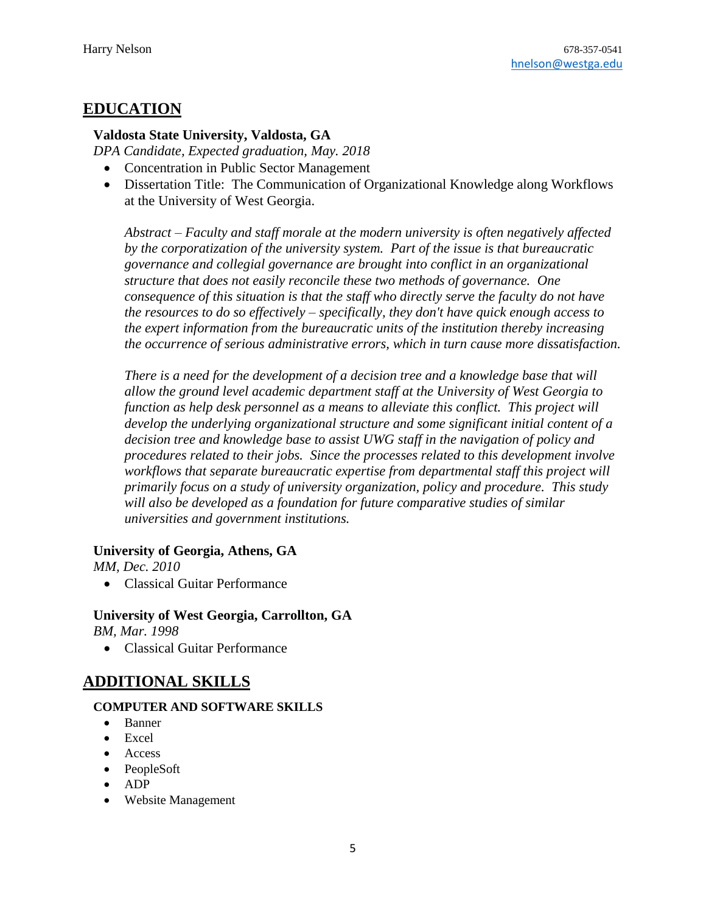## EDUCATION

**Valdosta State University, Valdosta, GA**

*DPA Candidate, Expected graduation, May. 2018*

- Concentration in Public Sector Management
- Dissertation Title: The Communication of Organizational Knowledge along Workflows at the University of West Georgia.

  *Abstract – Faculty and staff morale at the modern university is often negatively affected by the corporatization of the university system. Part of the issue is that bureaucratic governance and collegial governance are brought into conflict in an organizational structure that does not easily reconcile these two methods of governance. One consequence of this situation is that the staff who directly serve the faculty do not have the resources to do so effectively – specifically, they don't have quick enough access to the expert information from the bureaucratic units of the institution thereby increasing the occurrence of serious administrative errors, which in turn cause more dissatisfaction.*

  *There is a need for the development of a decision tree and a knowledge base that will allow the ground level academic department staff at the University of West Georgia to function as help desk personnel as a means to alleviate this conflict. This project will develop the underlying organizational structure and some significant initial content of a decision tree and knowledge base to assist UWG staff in the navigation of policy and procedures related to their jobs. Since the processes related to this development involve workflows that separate bureaucratic expertise from departmental staff this project will primarily focus on a study of university organization, policy and procedure. This study will also be developed as a foundation for future comparative studies of similar universities and government institutions.*

**University of Georgia, Athens, GA**

*MM, Dec. 2010*

- Classical Guitar Performance

**University of West Georgia, Carrollton, GA**

*BM, Mar. 1998*

- Classical Guitar Performance

## ADDITIONAL SKILLS

**COMPUTER AND SOFTWARE SKILLS**

- Banner
- Excel
- Access
- PeopleSoft
- ADP
- Website Management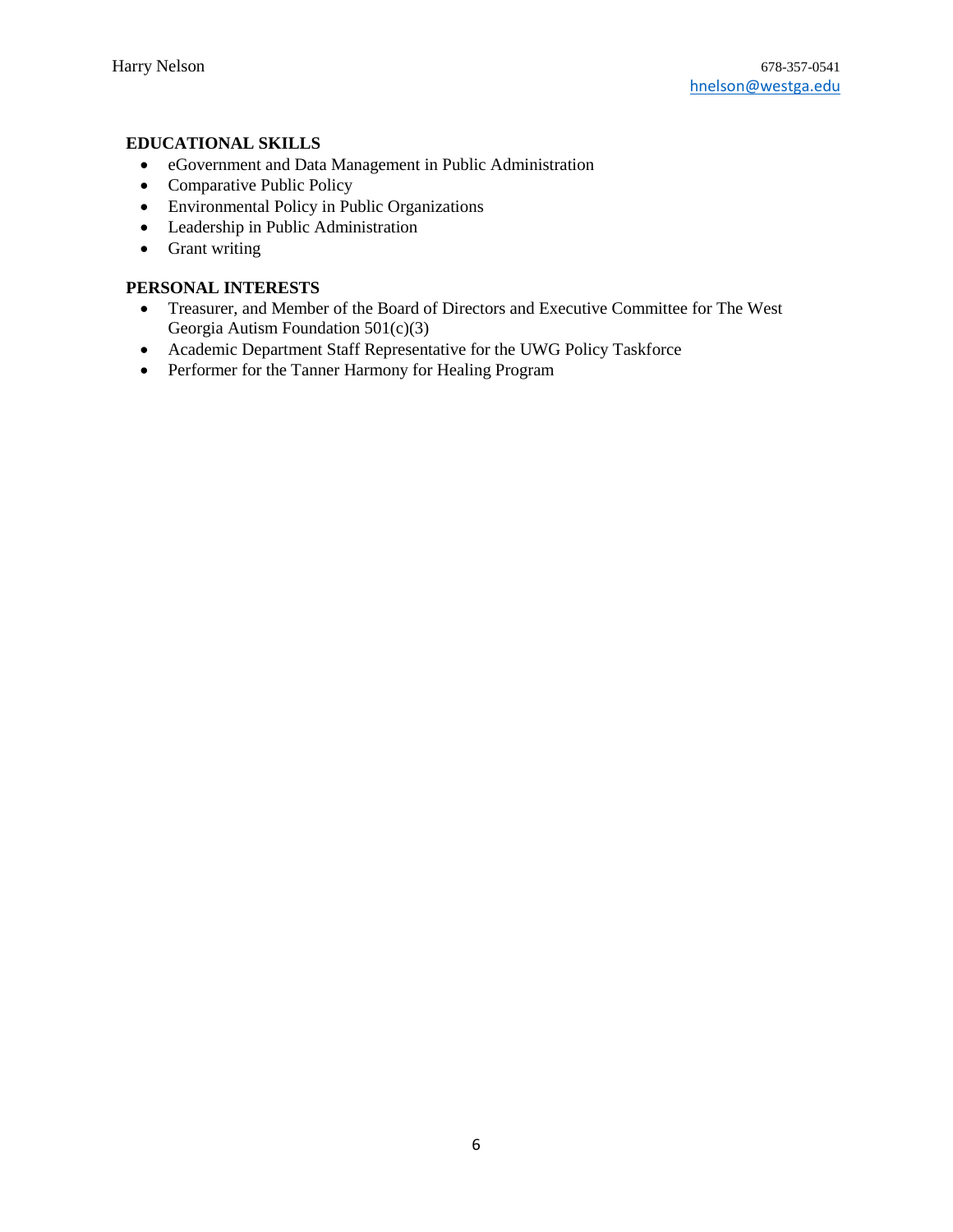## EDUCATIONAL SKILLS

- eGovernment and Data Management in Public Administration
- Comparative Public Policy
- Environmental Policy in Public Organizations
- Leadership in Public Administration
- Grant writing

## PERSONAL INTERESTS

- Treasurer, and Member of the Board of Directors and Executive Committee for The West Georgia Autism Foundation 501(c)(3)
- Academic Department Staff Representative for the UWG Policy Taskforce
- Performer for the Tanner Harmony for Healing Program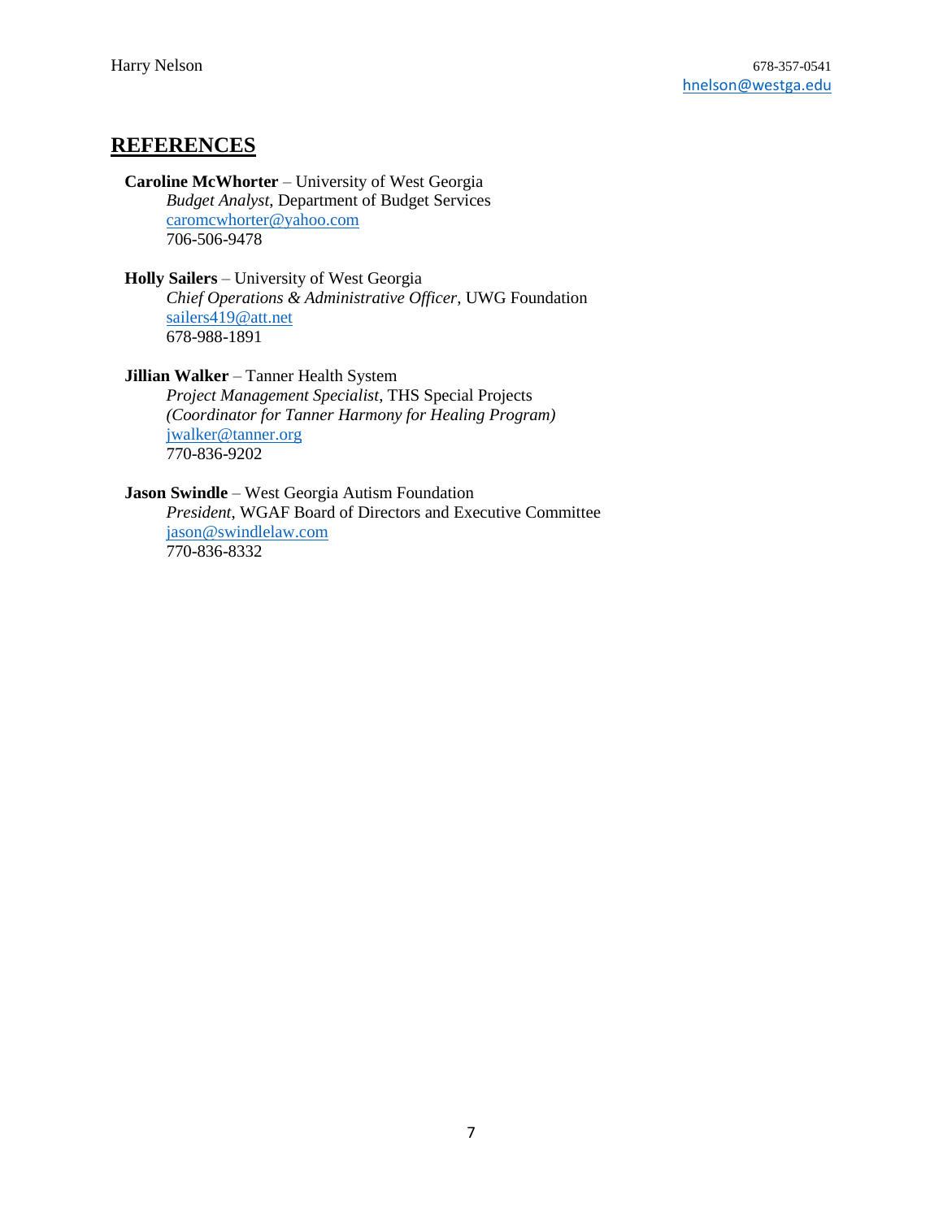## REFERENCES

**Caroline McWhorter** – University of West Georgia
*Budget Analyst*, Department of Budget Services
caromcwhorter@yahoo.com
706-506-9478

**Holly Sailers** – University of West Georgia
*Chief Operations & Administrative Officer*, UWG Foundation
sailers419@att.net
678-988-1891

**Jillian Walker** – Tanner Health System
*Project Management Specialist*, THS Special Projects
*(Coordinator for Tanner Harmony for Healing Program)*
jwalker@tanner.org
770-836-9202

**Jason Swindle** – West Georgia Autism Foundation
*President*, WGAF Board of Directors and Executive Committee
jason@swindlelaw.com
770-836-8332